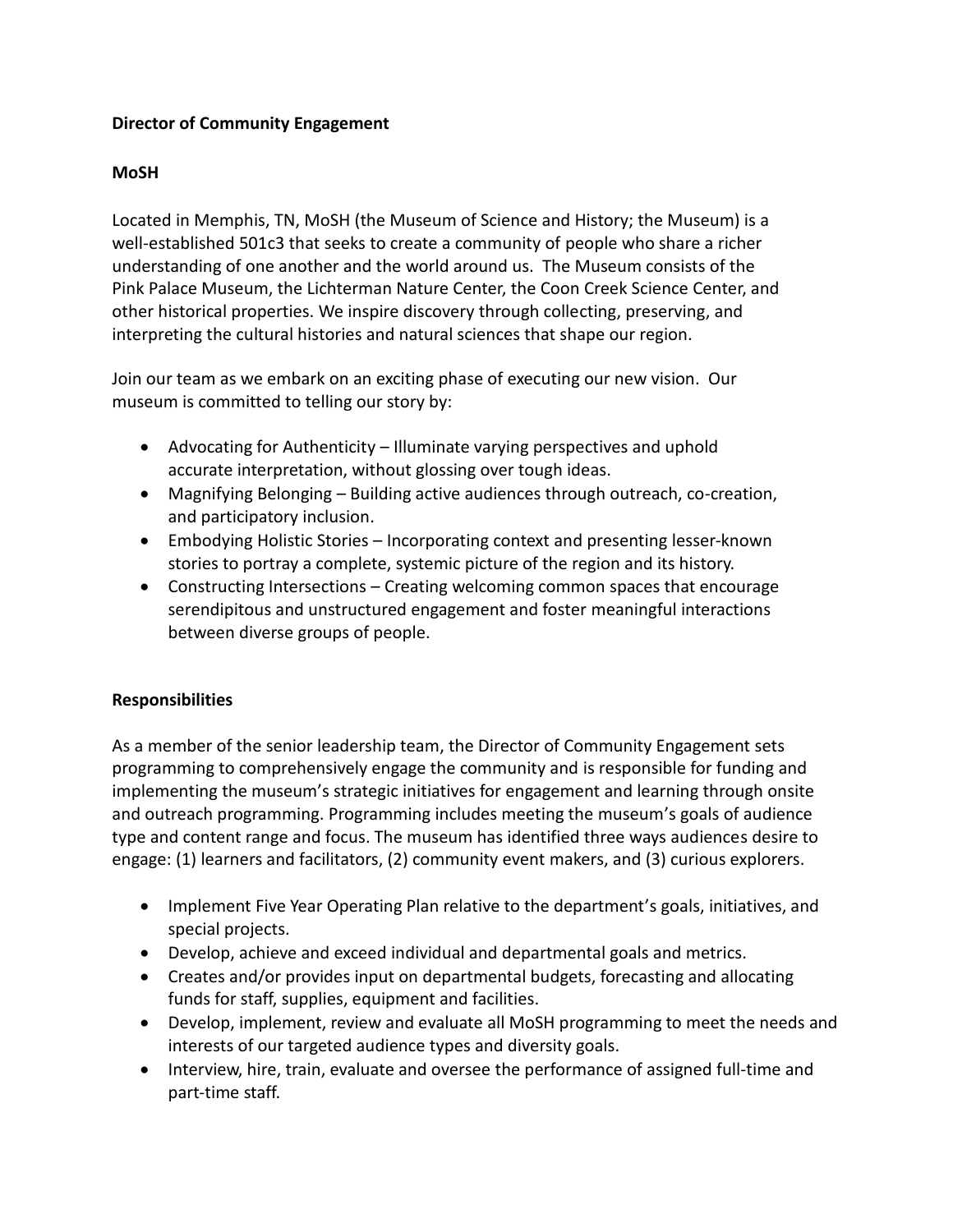**Director of Community Engagement**

**MoSH**

Located in Memphis, TN, MoSH (the Museum of Science and History; the Museum) is a well-established 501c3 that seeks to create a community of people who share a richer understanding of one another and the world around us. The Museum consists of the Pink Palace Museum, the Lichterman Nature Center, the Coon Creek Science Center, and other historical properties. We inspire discovery through collecting, preserving, and interpreting the cultural histories and natural sciences that shape our region.

Join our team as we embark on an exciting phase of executing our new vision. Our museum is committed to telling our story by:

- Advocating for Authenticity – Illuminate varying perspectives and uphold accurate interpretation, without glossing over tough ideas.
- Magnifying Belonging – Building active audiences through outreach, co-creation, and participatory inclusion.
- Embodying Holistic Stories – Incorporating context and presenting lesser-known stories to portray a complete, systemic picture of the region and its history.
- Constructing Intersections – Creating welcoming common spaces that encourage serendipitous and unstructured engagement and foster meaningful interactions between diverse groups of people.

**Responsibilities**

As a member of the senior leadership team, the Director of Community Engagement sets programming to comprehensively engage the community and is responsible for funding and implementing the museum's strategic initiatives for engagement and learning through onsite and outreach programming. Programming includes meeting the museum's goals of audience type and content range and focus. The museum has identified three ways audiences desire to engage: (1) learners and facilitators, (2) community event makers, and (3) curious explorers.

- Implement Five Year Operating Plan relative to the department's goals, initiatives, and special projects.
- Develop, achieve and exceed individual and departmental goals and metrics.
- Creates and/or provides input on departmental budgets, forecasting and allocating funds for staff, supplies, equipment and facilities.
- Develop, implement, review and evaluate all MoSH programming to meet the needs and interests of our targeted audience types and diversity goals.
- Interview, hire, train, evaluate and oversee the performance of assigned full-time and part-time staff.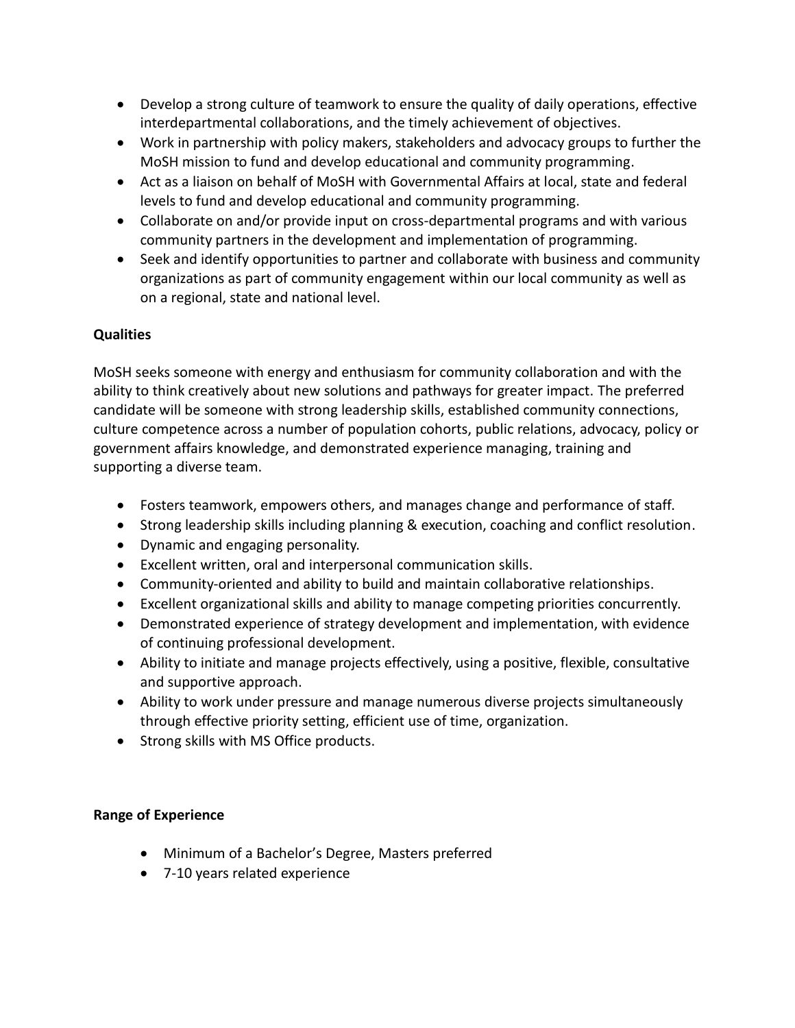- Develop a strong culture of teamwork to ensure the quality of daily operations, effective interdepartmental collaborations, and the timely achievement of objectives.
- Work in partnership with policy makers, stakeholders and advocacy groups to further the MoSH mission to fund and develop educational and community programming.
- Act as a liaison on behalf of MoSH with Governmental Affairs at local, state and federal levels to fund and develop educational and community programming.
- Collaborate on and/or provide input on cross-departmental programs and with various community partners in the development and implementation of programming.
- Seek and identify opportunities to partner and collaborate with business and community organizations as part of community engagement within our local community as well as on a regional, state and national level.

**Qualities**

MoSH seeks someone with energy and enthusiasm for community collaboration and with the ability to think creatively about new solutions and pathways for greater impact. The preferred candidate will be someone with strong leadership skills, established community connections, culture competence across a number of population cohorts, public relations, advocacy, policy or government affairs knowledge, and demonstrated experience managing, training and supporting a diverse team.

- Fosters teamwork, empowers others, and manages change and performance of staff.
- Strong leadership skills including planning & execution, coaching and conflict resolution.
- Dynamic and engaging personality.
- Excellent written, oral and interpersonal communication skills.
- Community-oriented and ability to build and maintain collaborative relationships.
- Excellent organizational skills and ability to manage competing priorities concurrently.
- Demonstrated experience of strategy development and implementation, with evidence of continuing professional development.
- Ability to initiate and manage projects effectively, using a positive, flexible, consultative and supportive approach.
- Ability to work under pressure and manage numerous diverse projects simultaneously through effective priority setting, efficient use of time, organization.
- Strong skills with MS Office products.

**Range of Experience**

- Minimum of a Bachelor's Degree, Masters preferred
- 7-10 years related experience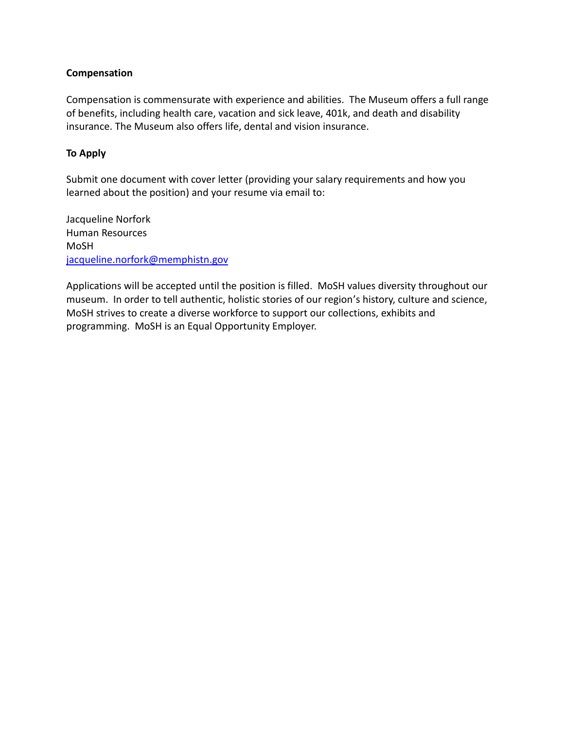**Compensation**

Compensation is commensurate with experience and abilities. The Museum offers a full range of benefits, including health care, vacation and sick leave, 401k, and death and disability insurance. The Museum also offers life, dental and vision insurance.

**To Apply**

Submit one document with cover letter (providing your salary requirements and how you learned about the position) and your resume via email to:

Jacqueline Norfork
Human Resources
MoSH
jacqueline.norfork@memphistn.gov

Applications will be accepted until the position is filled. MoSH values diversity throughout our museum. In order to tell authentic, holistic stories of our region's history, culture and science, MoSH strives to create a diverse workforce to support our collections, exhibits and programming. MoSH is an Equal Opportunity Employer.